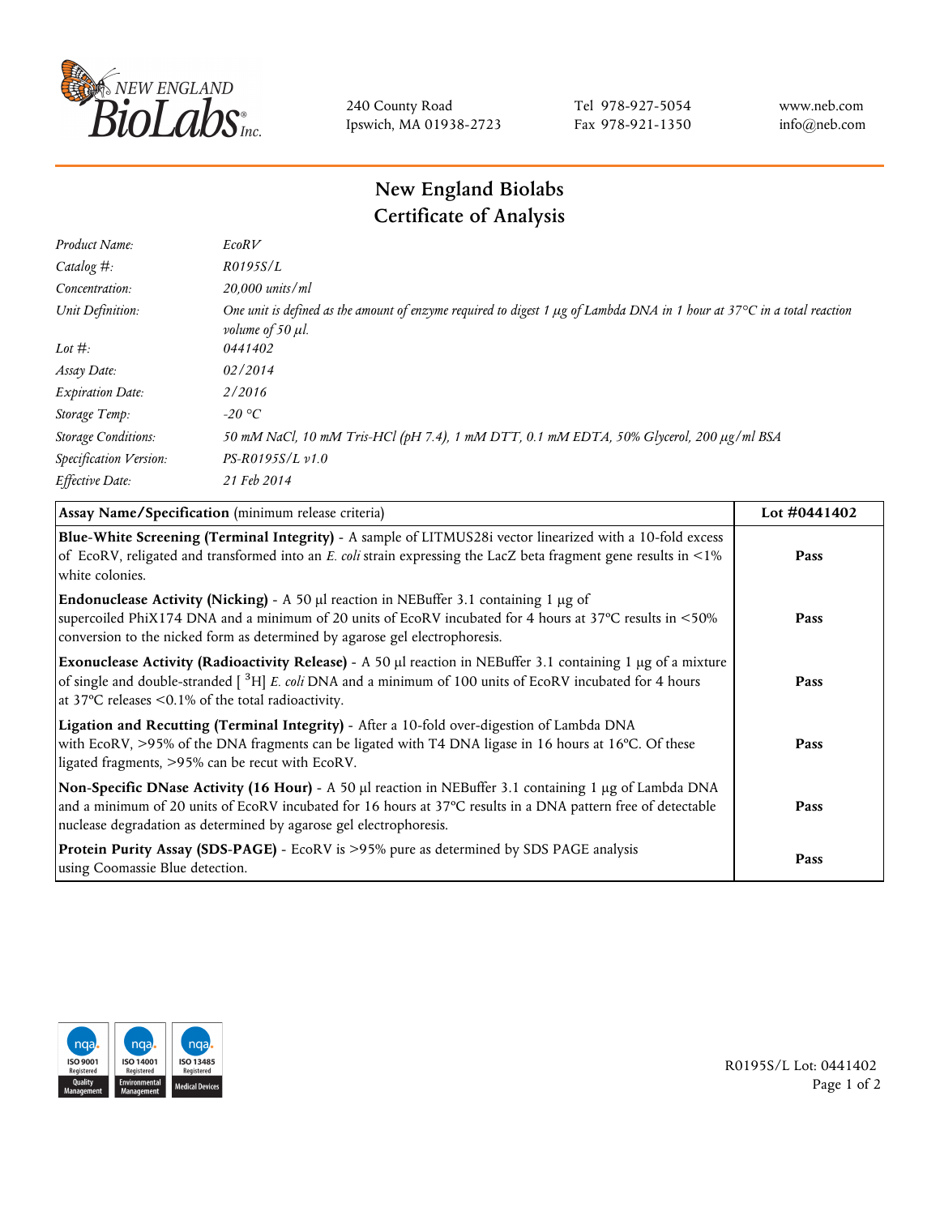240 County Road
Ipswich, MA 01938-2723

Tel 978-927-5054
Fax 978-921-1350

www.neb.com
info@neb.com

# New England Biolabs
# Certificate of Analysis

| | |
|---|---|
| *Product Name:* | *EcoRV* |
| *Catalog #:* | *R0195S/L* |
| *Concentration:* | *20,000 units/ml* |
| *Unit Definition:* | *One unit is defined as the amount of enzyme required to digest 1 µg of Lambda DNA in 1 hour at 37°C in a total reaction volume of 50 µl.* |
| *Lot #:* | *0441402* |
| *Assay Date:* | *02/2014* |
| *Expiration Date:* | *2/2016* |
| *Storage Temp:* | *-20 °C* |
| *Storage Conditions:* | *50 mM NaCl, 10 mM Tris-HCl (pH 7.4), 1 mM DTT, 0.1 mM EDTA, 50% Glycerol, 200 µg/ml BSA* |
| *Specification Version:* | *PS-R0195S/L v1.0* |
| *Effective Date:* | *21 Feb 2014* |

| **Assay Name/Specification** (minimum release criteria) | **Lot #0441402** |
|---|---|
| **Blue-White Screening (Terminal Integrity)** - A sample of LITMUS28i vector linearized with a 10-fold excess of EcoRV, religated and transformed into an *E. coli* strain expressing the LacZ beta fragment gene results in <1% white colonies. | **Pass** |
| **Endonuclease Activity (Nicking)** - A 50 µl reaction in NEBuffer 3.1 containing 1 µg of supercoiled PhiX174 DNA and a minimum of 20 units of EcoRV incubated for 4 hours at 37°C results in <50% conversion to the nicked form as determined by agarose gel electrophoresis. | **Pass** |
| **Exonuclease Activity (Radioactivity Release)** - A 50 µl reaction in NEBuffer 3.1 containing 1 µg of a mixture of single and double-stranded [ $^{3}$H] *E. coli* DNA and a minimum of 100 units of EcoRV incubated for 4 hours at 37°C releases <0.1% of the total radioactivity. | **Pass** |
| **Ligation and Recutting (Terminal Integrity)** - After a 10-fold over-digestion of Lambda DNA with EcoRV, >95% of the DNA fragments can be ligated with T4 DNA ligase in 16 hours at 16°C. Of these ligated fragments, >95% can be recut with EcoRV. | **Pass** |
| **Non-Specific DNase Activity (16 Hour)** - A 50 µl reaction in NEBuffer 3.1 containing 1 µg of Lambda DNA and a minimum of 20 units of EcoRV incubated for 16 hours at 37°C results in a DNA pattern free of detectable nuclease degradation as determined by agarose gel electrophoresis. | **Pass** |
| **Protein Purity Assay (SDS-PAGE)** - EcoRV is >95% pure as determined by SDS PAGE analysis using Coomassie Blue detection. | **Pass** |

R0195S/L Lot: 0441402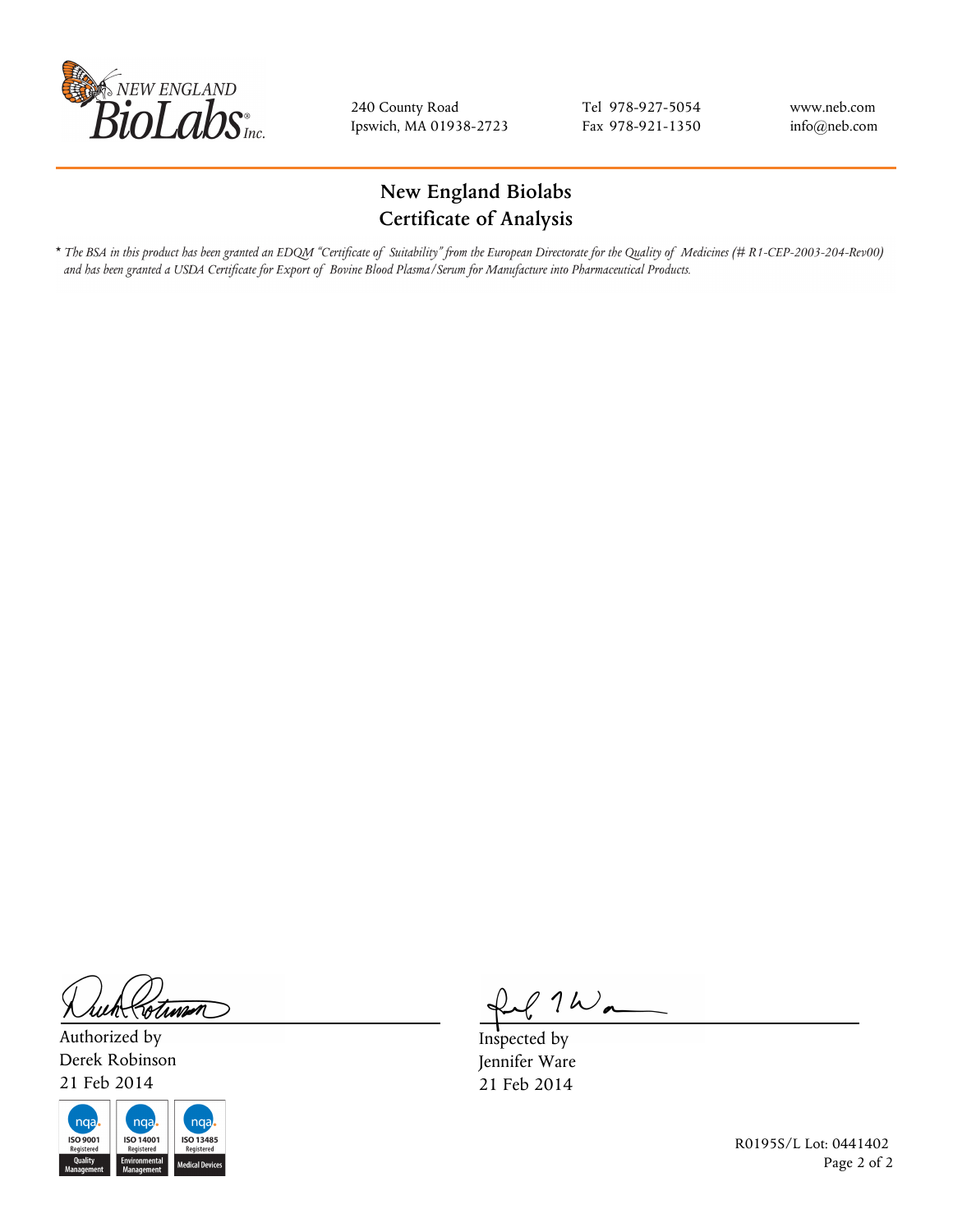240 County Road
Ipswich, MA 01938-2723

Tel 978-927-5054
Fax 978-921-1350

www.neb.com
info@neb.com

# New England Biolabs
# Certificate of Analysis

\* *The BSA in this product has been granted an EDQM "Certificate of Suitability" from the European Directorate for the Quality of Medicines (# R1-CEP-2003-204-Rev00) and has been granted a USDA Certificate for Export of Bovine Blood Plasma/Serum for Manufacture into Pharmaceutical Products.*

Authorized by
Derek Robinson
21 Feb 2014

Inspected by
Jennifer Ware
21 Feb 2014

ISO 9001 Registered Quality Management
ISO 14001 Registered Environmental Management
ISO 13485 Registered Medical Devices

R0195S/L Lot: 0441402